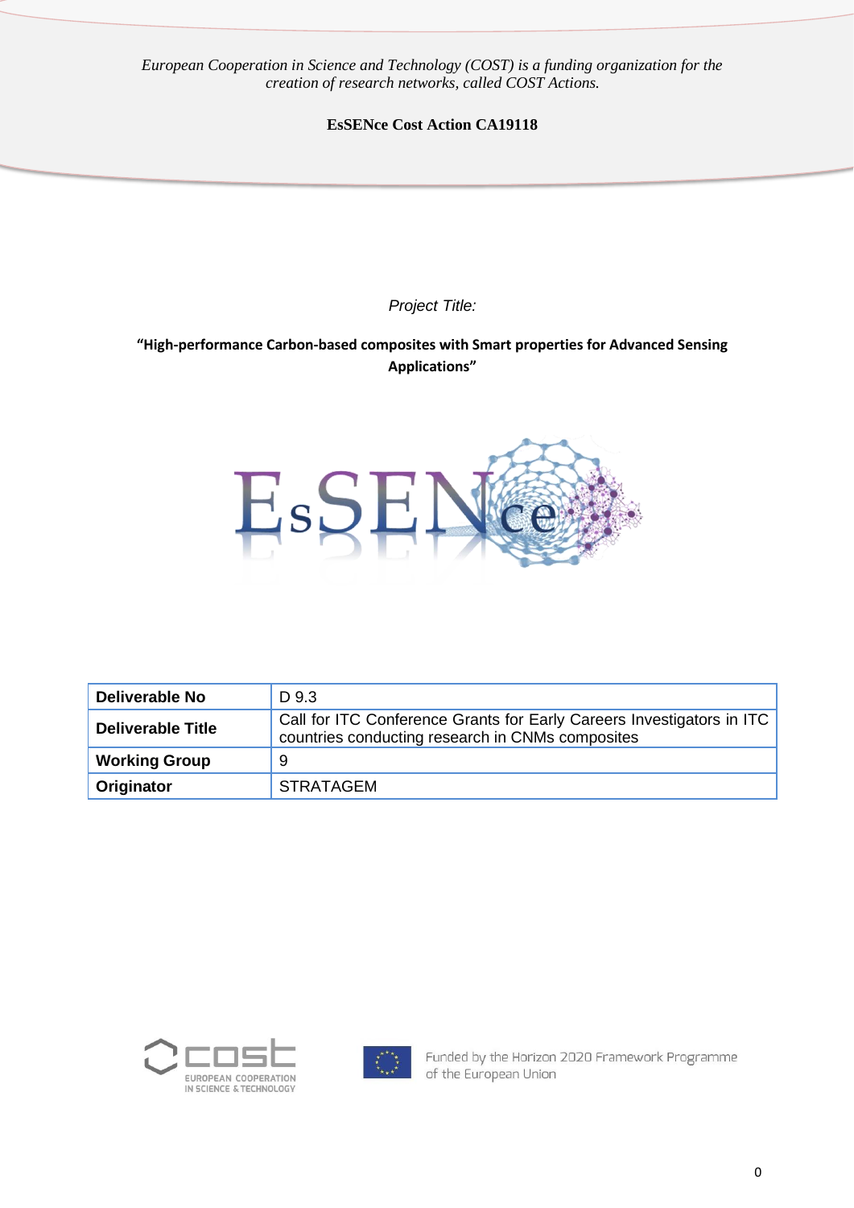*European Cooperation in Science and Technology (COST) is a funding organization for the creation of research networks, called COST Actions.*

**EsSENce Cost Action CA19118**

*Project Title:*

**"High-performance Carbon-based composites with Smart properties for Advanced Sensing Applications"**

| **Deliverable No** | D 9.3 |
|---|---|
| **Deliverable Title** | Call for ITC Conference Grants for Early Careers Investigators in ITC countries conducting research in CNMs composites |
| **Working Group** | 9 |
| **Originator** | STRATAGEM |

Funded by the Horizon 2020 Framework Programme of the European Union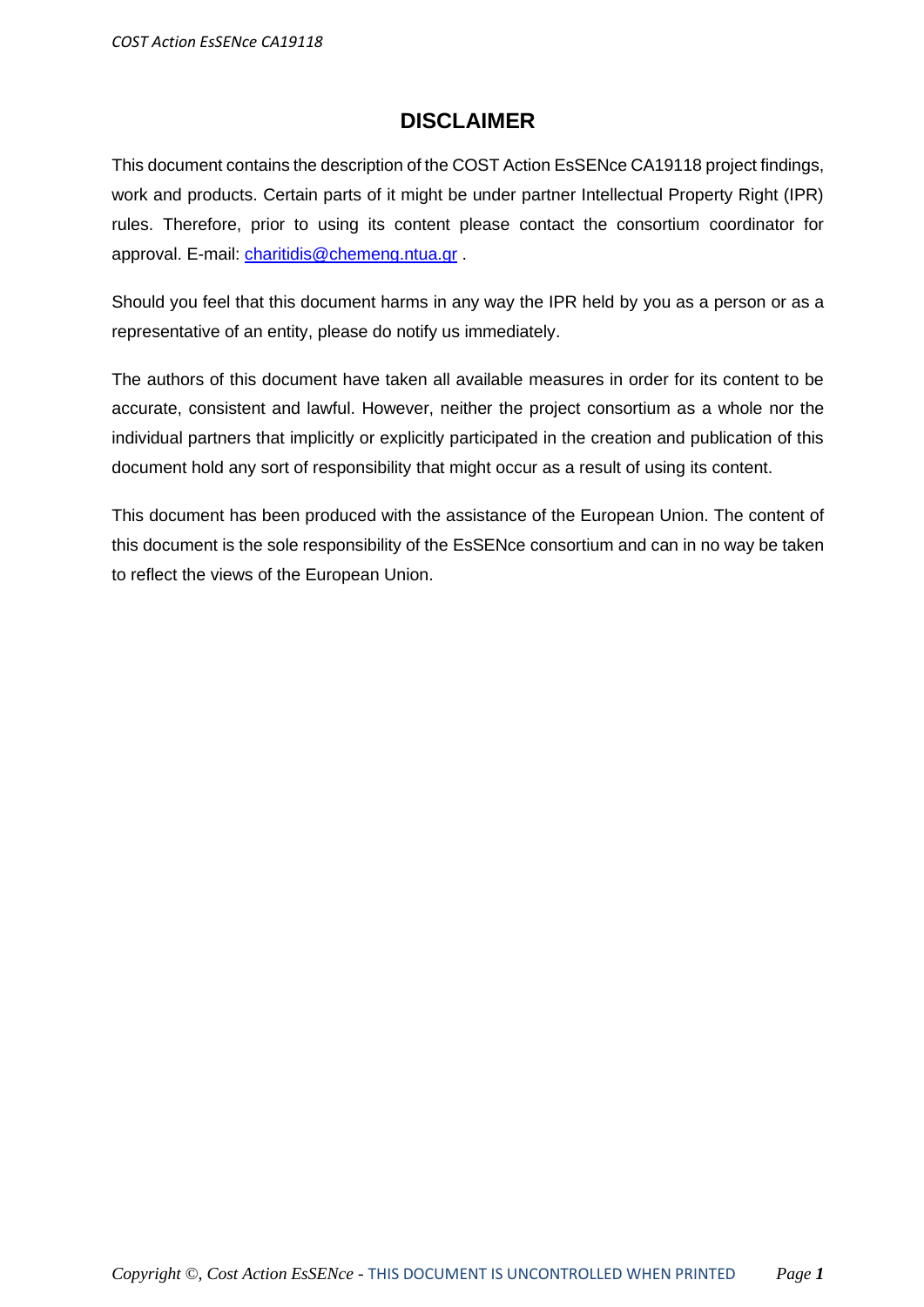# DISCLAIMER

This document contains the description of the COST Action EsSENce CA19118 project findings, work and products. Certain parts of it might be under partner Intellectual Property Right (IPR) rules. Therefore, prior to using its content please contact the consortium coordinator for approval. E-mail: charitidis@chemeng.ntua.gr .

Should you feel that this document harms in any way the IPR held by you as a person or as a representative of an entity, please do notify us immediately.

The authors of this document have taken all available measures in order for its content to be accurate, consistent and lawful. However, neither the project consortium as a whole nor the individual partners that implicitly or explicitly participated in the creation and publication of this document hold any sort of responsibility that might occur as a result of using its content.

This document has been produced with the assistance of the European Union. The content of this document is the sole responsibility of the EsSENce consortium and can in no way be taken to reflect the views of the European Union.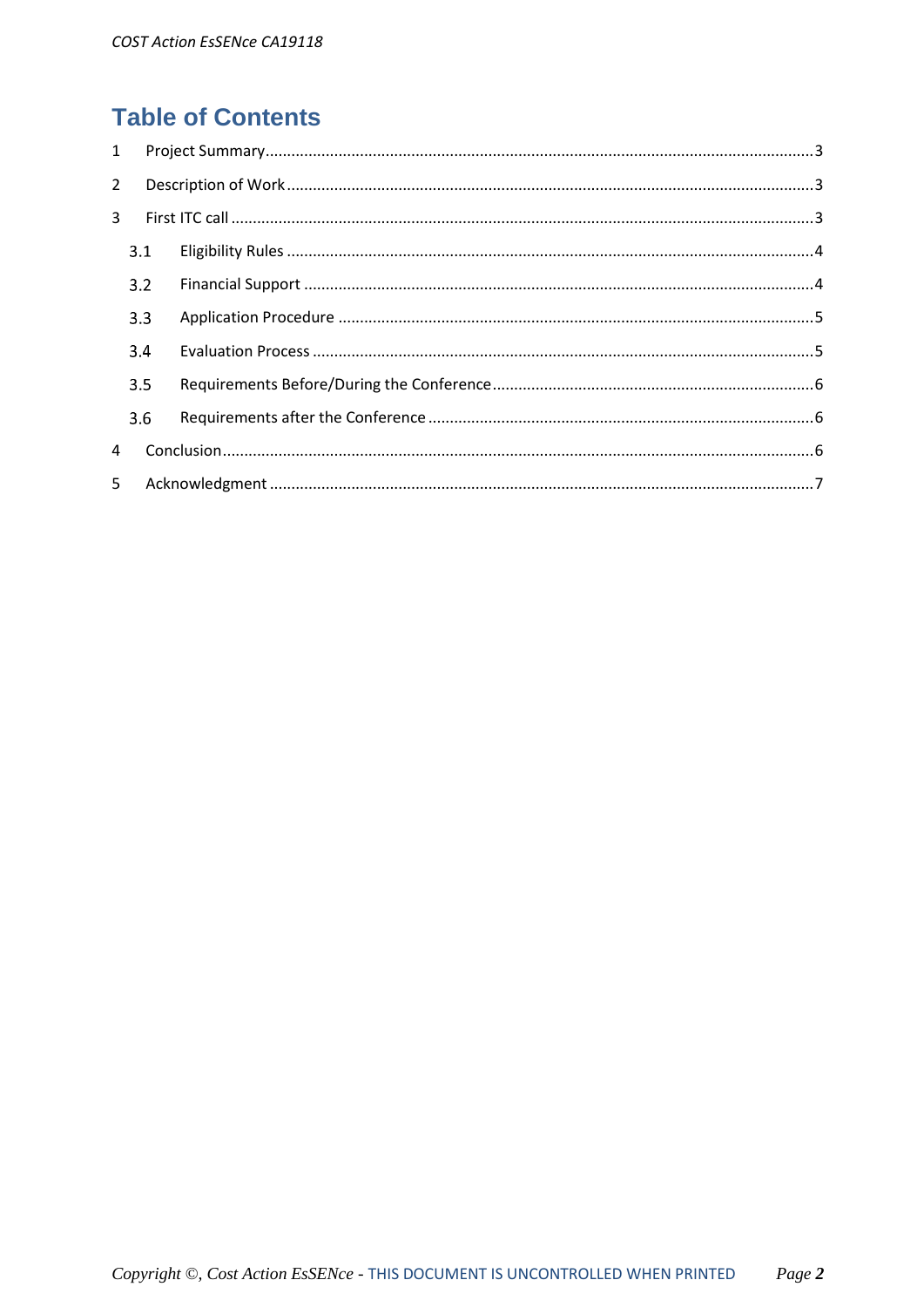# Table of Contents

1 Project Summary ........................................................................................................ 3

2 Description of Work ................................................................................................... 3

3 First ITC call ............................................................................................................... 3

3.1 Eligibility Rules ........................................................................................................ 4

3.2 Financial Support ..................................................................................................... 4

3.3 Application Procedure ............................................................................................. 5

3.4 Evaluation Process ................................................................................................... 5

3.5 Requirements Before/During the Conference ......................................................... 6

3.6 Requirements after the Conference ........................................................................ 6

4 Conclusion .................................................................................................................. 6

5 Acknowledgment ........................................................................................................ 7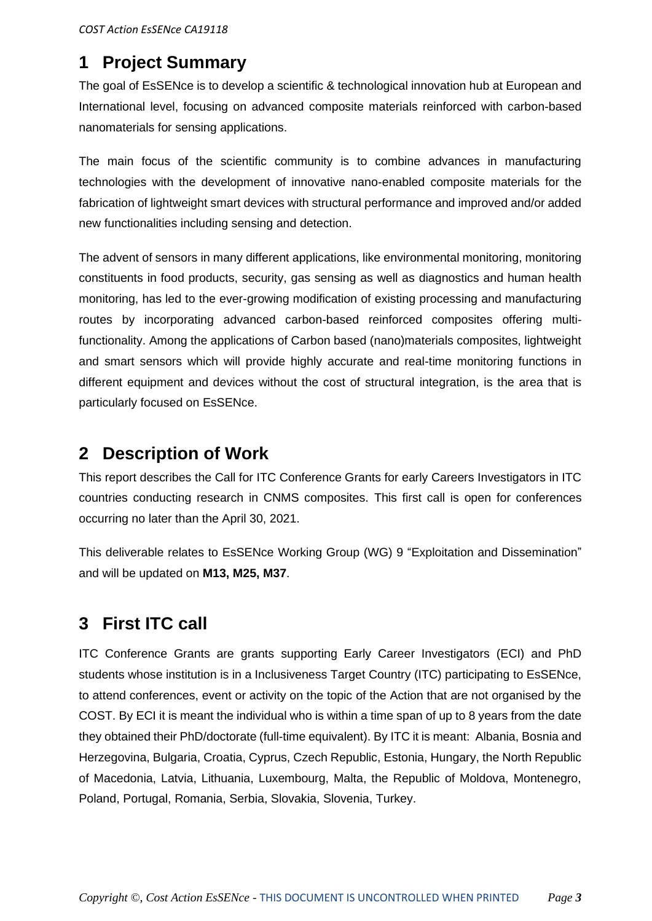# 1 Project Summary

The goal of EsSENce is to develop a scientific & technological innovation hub at European and International level, focusing on advanced composite materials reinforced with carbon-based nanomaterials for sensing applications.

The main focus of the scientific community is to combine advances in manufacturing technologies with the development of innovative nano-enabled composite materials for the fabrication of lightweight smart devices with structural performance and improved and/or added new functionalities including sensing and detection.

The advent of sensors in many different applications, like environmental monitoring, monitoring constituents in food products, security, gas sensing as well as diagnostics and human health monitoring, has led to the ever-growing modification of existing processing and manufacturing routes by incorporating advanced carbon-based reinforced composites offering multi-functionality. Among the applications of Carbon based (nano)materials composites, lightweight and smart sensors which will provide highly accurate and real-time monitoring functions in different equipment and devices without the cost of structural integration, is the area that is particularly focused on EsSENce.

# 2 Description of Work

This report describes the Call for ITC Conference Grants for early Careers Investigators in ITC countries conducting research in CNMS composites. This first call is open for conferences occurring no later than the April 30, 2021.

This deliverable relates to EsSENce Working Group (WG) 9 "Exploitation and Dissemination" and will be updated on **M13, M25, M37**.

# 3 First ITC call

ITC Conference Grants are grants supporting Early Career Investigators (ECI) and PhD students whose institution is in a Inclusiveness Target Country (ITC) participating to EsSENce, to attend conferences, event or activity on the topic of the Action that are not organised by the COST. By ECI it is meant the individual who is within a time span of up to 8 years from the date they obtained their PhD/doctorate (full-time equivalent). By ITC it is meant: Albania, Bosnia and Herzegovina, Bulgaria, Croatia, Cyprus, Czech Republic, Estonia, Hungary, the North Republic of Macedonia, Latvia, Lithuania, Luxembourg, Malta, the Republic of Moldova, Montenegro, Poland, Portugal, Romania, Serbia, Slovakia, Slovenia, Turkey.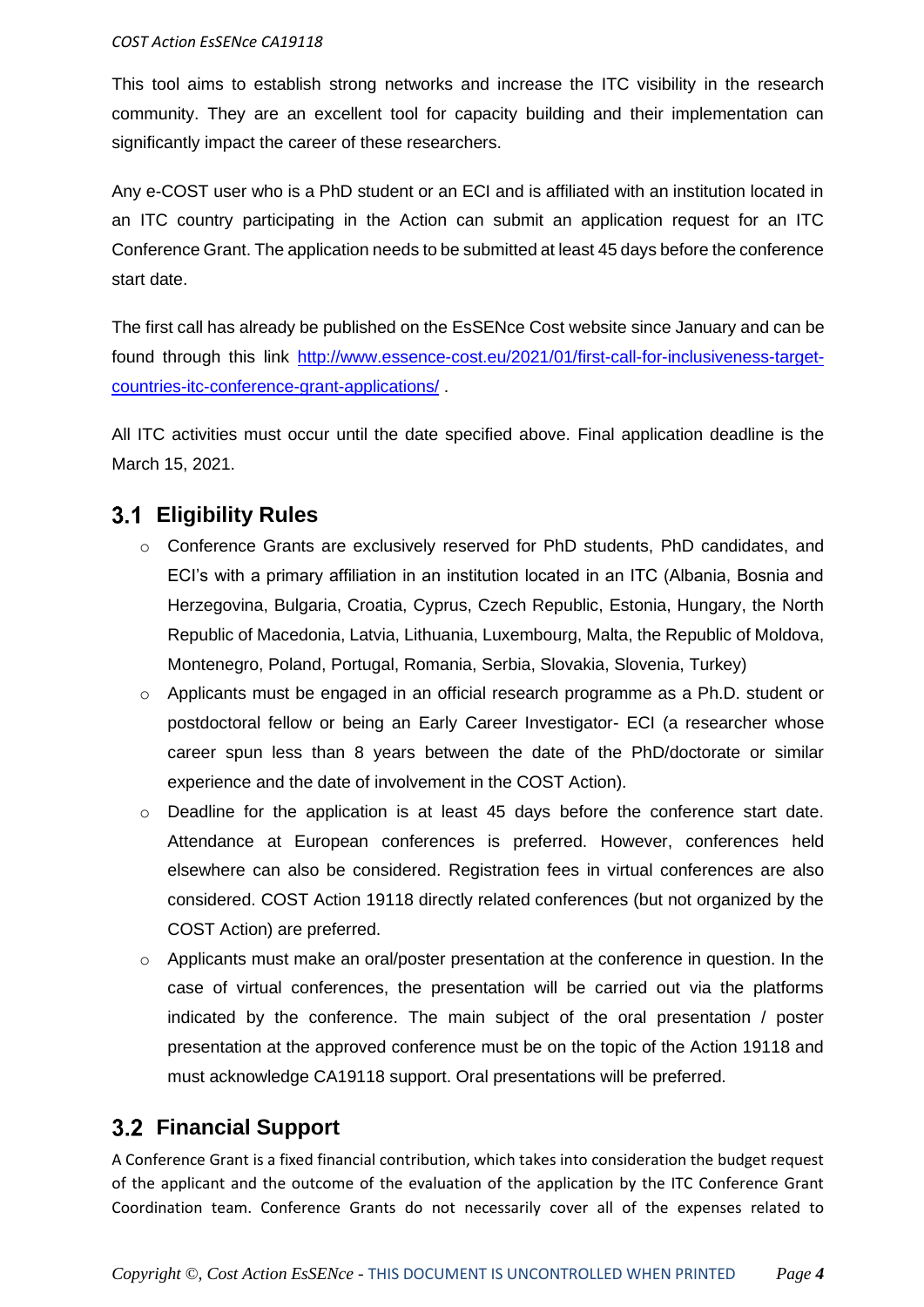This tool aims to establish strong networks and increase the ITC visibility in the research community. They are an excellent tool for capacity building and their implementation can significantly impact the career of these researchers.

Any e-COST user who is a PhD student or an ECI and is affiliated with an institution located in an ITC country participating in the Action can submit an application request for an ITC Conference Grant. The application needs to be submitted at least 45 days before the conference start date.

The first call has already be published on the EsSENce Cost website since January and can be found through this link [http://www.essence-cost.eu/2021/01/first-call-for-inclusiveness-target-countries-itc-conference-grant-applications/](http://www.essence-cost.eu/2021/01/first-call-for-inclusiveness-target-countries-itc-conference-grant-applications/) .

All ITC activities must occur until the date specified above. Final application deadline is the March 15, 2021.

## 3.1 Eligibility Rules

- Conference Grants are exclusively reserved for PhD students, PhD candidates, and ECI's with a primary affiliation in an institution located in an ITC (Albania, Bosnia and Herzegovina, Bulgaria, Croatia, Cyprus, Czech Republic, Estonia, Hungary, the North Republic of Macedonia, Latvia, Lithuania, Luxembourg, Malta, the Republic of Moldova, Montenegro, Poland, Portugal, Romania, Serbia, Slovakia, Slovenia, Turkey)
- Applicants must be engaged in an official research programme as a Ph.D. student or postdoctoral fellow or being an Early Career Investigator- ECI (a researcher whose career spun less than 8 years between the date of the PhD/doctorate or similar experience and the date of involvement in the COST Action).
- Deadline for the application is at least 45 days before the conference start date. Attendance at European conferences is preferred. However, conferences held elsewhere can also be considered. Registration fees in virtual conferences are also considered. COST Action 19118 directly related conferences (but not organized by the COST Action) are preferred.
- Applicants must make an oral/poster presentation at the conference in question. In the case of virtual conferences, the presentation will be carried out via the platforms indicated by the conference. The main subject of the oral presentation / poster presentation at the approved conference must be on the topic of the Action 19118 and must acknowledge CA19118 support. Oral presentations will be preferred.

## 3.2 Financial Support

A Conference Grant is a fixed financial contribution, which takes into consideration the budget request of the applicant and the outcome of the evaluation of the application by the ITC Conference Grant Coordination team. Conference Grants do not necessarily cover all of the expenses related to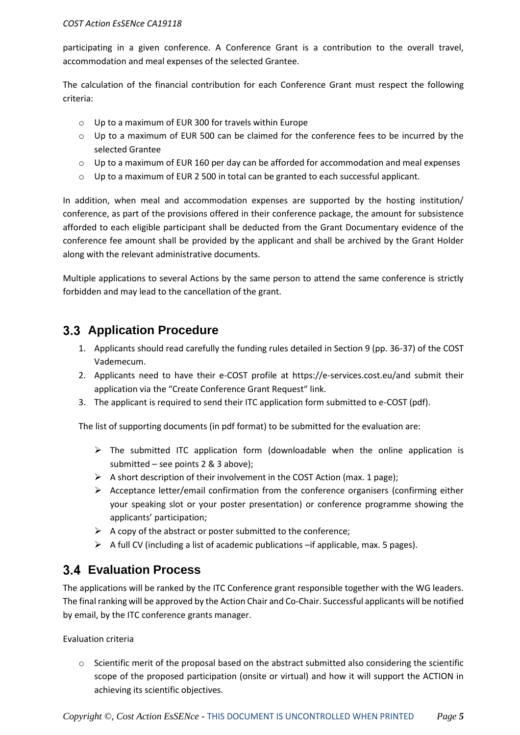participating in a given conference. A Conference Grant is a contribution to the overall travel, accommodation and meal expenses of the selected Grantee.

The calculation of the financial contribution for each Conference Grant must respect the following criteria:

- Up to a maximum of EUR 300 for travels within Europe
- Up to a maximum of EUR 500 can be claimed for the conference fees to be incurred by the selected Grantee
- Up to a maximum of EUR 160 per day can be afforded for accommodation and meal expenses
- Up to a maximum of EUR 2 500 in total can be granted to each successful applicant.

In addition, when meal and accommodation expenses are supported by the hosting institution/ conference, as part of the provisions offered in their conference package, the amount for subsistence afforded to each eligible participant shall be deducted from the Grant Documentary evidence of the conference fee amount shall be provided by the applicant and shall be archived by the Grant Holder along with the relevant administrative documents.

Multiple applications to several Actions by the same person to attend the same conference is strictly forbidden and may lead to the cancellation of the grant.

## 3.3 Application Procedure

1. Applicants should read carefully the funding rules detailed in Section 9 (pp. 36-37) of the COST Vademecum.
2. Applicants need to have their e-COST profile at https://e-services.cost.eu/and submit their application via the "Create Conference Grant Request" link.
3. The applicant is required to send their ITC application form submitted to e-COST (pdf).

The list of supporting documents (in pdf format) to be submitted for the evaluation are:

- The submitted ITC application form (downloadable when the online application is submitted – see points 2 & 3 above);
- A short description of their involvement in the COST Action (max. 1 page);
- Acceptance letter/email confirmation from the conference organisers (confirming either your speaking slot or your poster presentation) or conference programme showing the applicants' participation;
- A copy of the abstract or poster submitted to the conference;
- A full CV (including a list of academic publications –if applicable, max. 5 pages).

## 3.4 Evaluation Process

The applications will be ranked by the ITC Conference grant responsible together with the WG leaders. The final ranking will be approved by the Action Chair and Co-Chair. Successful applicants will be notified by email, by the ITC conference grants manager.

Evaluation criteria

- Scientific merit of the proposal based on the abstract submitted also considering the scientific scope of the proposed participation (onsite or virtual) and how it will support the ACTION in achieving its scientific objectives.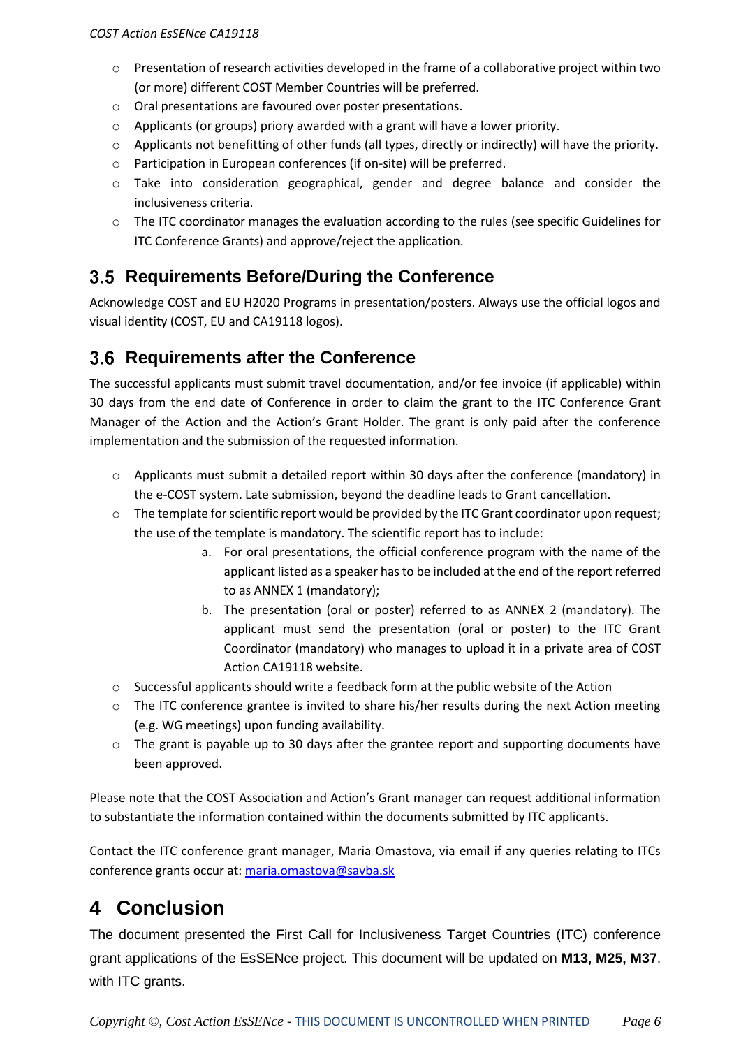- Presentation of research activities developed in the frame of a collaborative project within two (or more) different COST Member Countries will be preferred.
- Oral presentations are favoured over poster presentations.
- Applicants (or groups) priory awarded with a grant will have a lower priority.
- Applicants not benefitting of other funds (all types, directly or indirectly) will have the priority.
- Participation in European conferences (if on-site) will be preferred.
- Take into consideration geographical, gender and degree balance and consider the inclusiveness criteria.
- The ITC coordinator manages the evaluation according to the rules (see specific Guidelines for ITC Conference Grants) and approve/reject the application.

## 3.5 Requirements Before/During the Conference

Acknowledge COST and EU H2020 Programs in presentation/posters. Always use the official logos and visual identity (COST, EU and CA19118 logos).

## 3.6 Requirements after the Conference

The successful applicants must submit travel documentation, and/or fee invoice (if applicable) within 30 days from the end date of Conference in order to claim the grant to the ITC Conference Grant Manager of the Action and the Action's Grant Holder. The grant is only paid after the conference implementation and the submission of the requested information.

- Applicants must submit a detailed report within 30 days after the conference (mandatory) in the e-COST system. Late submission, beyond the deadline leads to Grant cancellation.
- The template for scientific report would be provided by the ITC Grant coordinator upon request; the use of the template is mandatory. The scientific report has to include:
  a. For oral presentations, the official conference program with the name of the applicant listed as a speaker has to be included at the end of the report referred to as ANNEX 1 (mandatory);
  b. The presentation (oral or poster) referred to as ANNEX 2 (mandatory). The applicant must send the presentation (oral or poster) to the ITC Grant Coordinator (mandatory) who manages to upload it in a private area of COST Action CA19118 website.
- Successful applicants should write a feedback form at the public website of the Action
- The ITC conference grantee is invited to share his/her results during the next Action meeting (e.g. WG meetings) upon funding availability.
- The grant is payable up to 30 days after the grantee report and supporting documents have been approved.

Please note that the COST Association and Action's Grant manager can request additional information to substantiate the information contained within the documents submitted by ITC applicants.

Contact the ITC conference grant manager, Maria Omastova, via email if any queries relating to ITCs conference grants occur at: maria.omastova@savba.sk

# 4 Conclusion

The document presented the First Call for Inclusiveness Target Countries (ITC) conference grant applications of the EsSENce project. This document will be updated on **M13, M25, M37**. with ITC grants.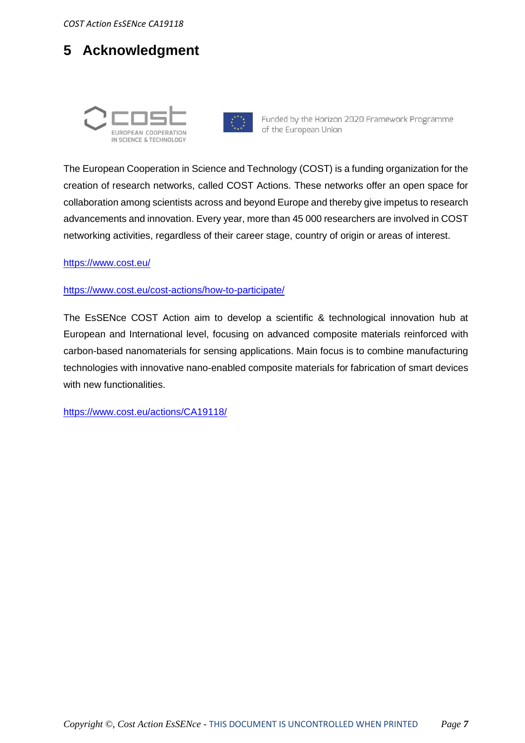# 5 Acknowledgment

Funded by the Horizon 2020 Framework Programme of the European Union

The European Cooperation in Science and Technology (COST) is a funding organization for the creation of research networks, called COST Actions. These networks offer an open space for collaboration among scientists across and beyond Europe and thereby give impetus to research advancements and innovation. Every year, more than 45 000 researchers are involved in COST networking activities, regardless of their career stage, country of origin or areas of interest.

https://www.cost.eu/

https://www.cost.eu/cost-actions/how-to-participate/

The EsSENce COST Action aim to develop a scientific & technological innovation hub at European and International level, focusing on advanced composite materials reinforced with carbon-based nanomaterials for sensing applications. Main focus is to combine manufacturing technologies with innovative nano-enabled composite materials for fabrication of smart devices with new functionalities.

https://www.cost.eu/actions/CA19118/